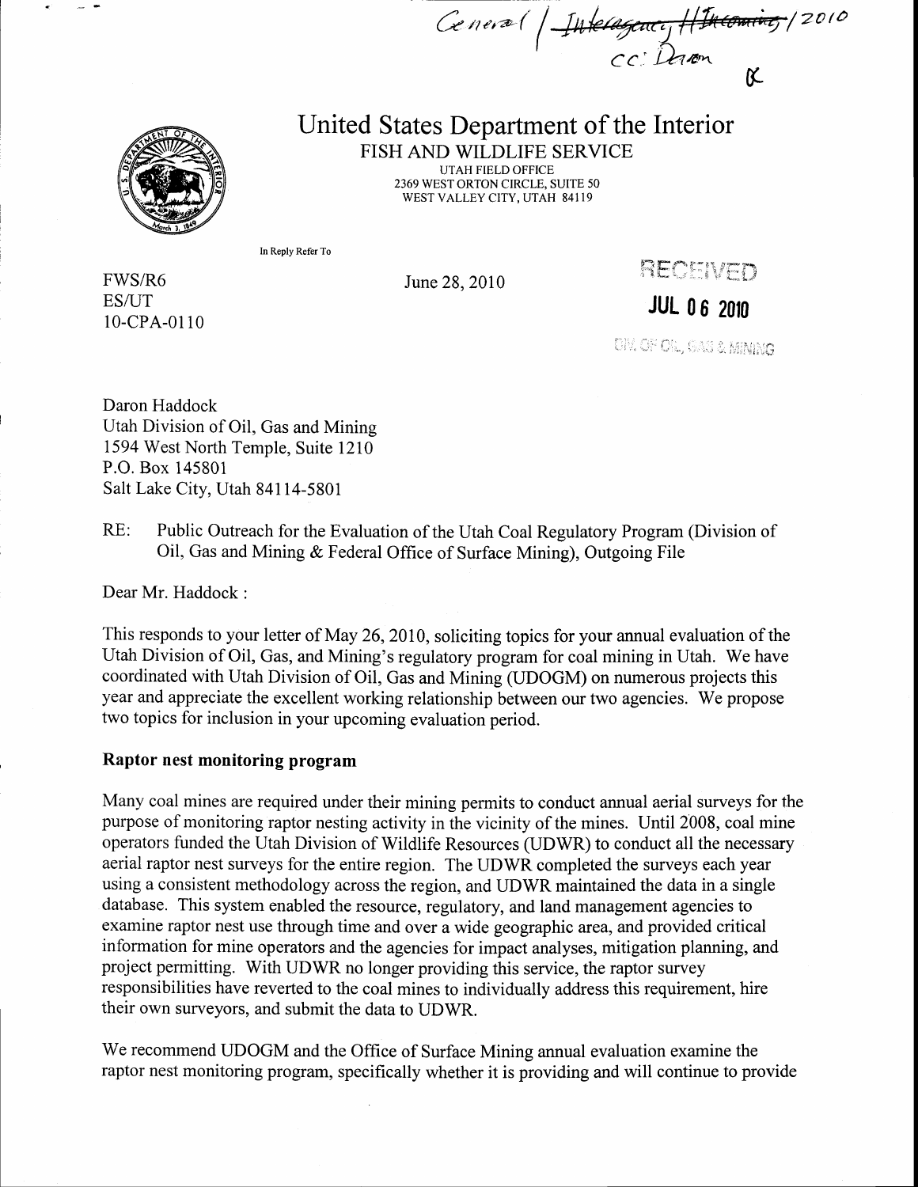General / ~~Interagency/Incoming~~ /2010
cc: Daron

# United States Department of the Interior

FISH AND WILDLIFE SERVICE
UTAH FIELD OFFICE
2369 WEST ORTON CIRCLE, SUITE 50
WEST VALLEY CITY, UTAH 84119

In Reply Refer To

FWS/R6
ES/UT
10-CPA-0110

June 28, 2010

RECEIVED
JUL 06 2010
DIV. OF OIL, GAS & MINING

Daron Haddock
Utah Division of Oil, Gas and Mining
1594 West North Temple, Suite 1210
P.O. Box 145801
Salt Lake City, Utah 84114-5801

RE: Public Outreach for the Evaluation of the Utah Coal Regulatory Program (Division of Oil, Gas and Mining & Federal Office of Surface Mining), Outgoing File

Dear Mr. Haddock :

This responds to your letter of May 26, 2010, soliciting topics for your annual evaluation of the Utah Division of Oil, Gas, and Mining's regulatory program for coal mining in Utah. We have coordinated with Utah Division of Oil, Gas and Mining (UDOGM) on numerous projects this year and appreciate the excellent working relationship between our two agencies. We propose two topics for inclusion in your upcoming evaluation period.

**Raptor nest monitoring program**

Many coal mines are required under their mining permits to conduct annual aerial surveys for the purpose of monitoring raptor nesting activity in the vicinity of the mines. Until 2008, coal mine operators funded the Utah Division of Wildlife Resources (UDWR) to conduct all the necessary aerial raptor nest surveys for the entire region. The UDWR completed the surveys each year using a consistent methodology across the region, and UDWR maintained the data in a single database. This system enabled the resource, regulatory, and land management agencies to examine raptor nest use through time and over a wide geographic area, and provided critical information for mine operators and the agencies for impact analyses, mitigation planning, and project permitting. With UDWR no longer providing this service, the raptor survey responsibilities have reverted to the coal mines to individually address this requirement, hire their own surveyors, and submit the data to UDWR.

We recommend UDOGM and the Office of Surface Mining annual evaluation examine the raptor nest monitoring program, specifically whether it is providing and will continue to provide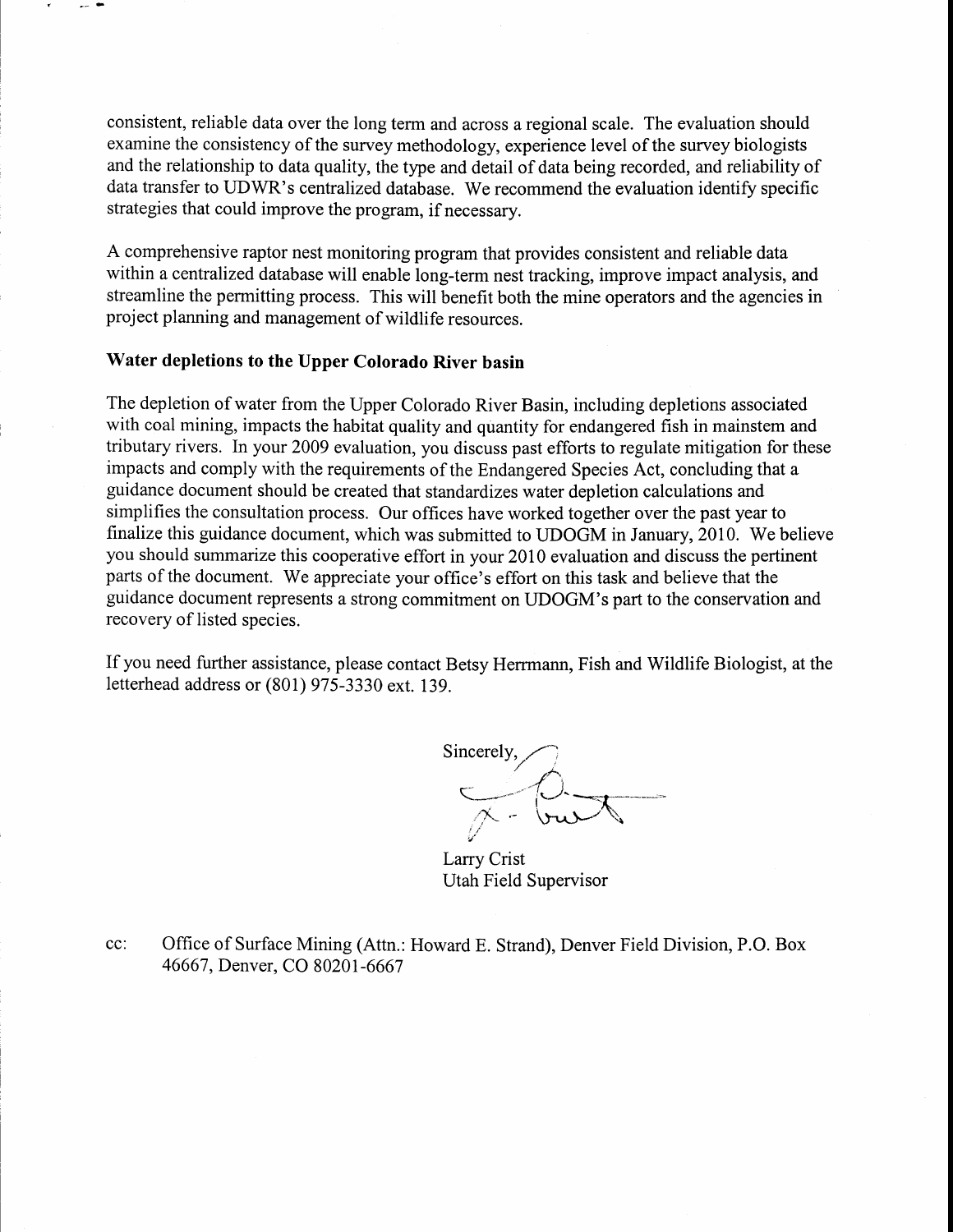consistent, reliable data over the long term and across a regional scale. The evaluation should examine the consistency of the survey methodology, experience level of the survey biologists and the relationship to data quality, the type and detail of data being recorded, and reliability of data transfer to UDWR's centralized database. We recommend the evaluation identify specific strategies that could improve the program, if necessary.

A comprehensive raptor nest monitoring program that provides consistent and reliable data within a centralized database will enable long-term nest tracking, improve impact analysis, and streamline the permitting process. This will benefit both the mine operators and the agencies in project planning and management of wildlife resources.

**Water depletions to the Upper Colorado River basin**

The depletion of water from the Upper Colorado River Basin, including depletions associated with coal mining, impacts the habitat quality and quantity for endangered fish in mainstem and tributary rivers. In your 2009 evaluation, you discuss past efforts to regulate mitigation for these impacts and comply with the requirements of the Endangered Species Act, concluding that a guidance document should be created that standardizes water depletion calculations and simplifies the consultation process. Our offices have worked together over the past year to finalize this guidance document, which was submitted to UDOGM in January, 2010. We believe you should summarize this cooperative effort in your 2010 evaluation and discuss the pertinent parts of the document. We appreciate your office's effort on this task and believe that the guidance document represents a strong commitment on UDOGM's part to the conservation and recovery of listed species.

If you need further assistance, please contact Betsy Herrmann, Fish and Wildlife Biologist, at the letterhead address or (801) 975-3330 ext. 139.

Sincerely,

Larry Crist
Utah Field Supervisor

cc: Office of Surface Mining (Attn.: Howard E. Strand), Denver Field Division, P.O. Box 46667, Denver, CO 80201-6667